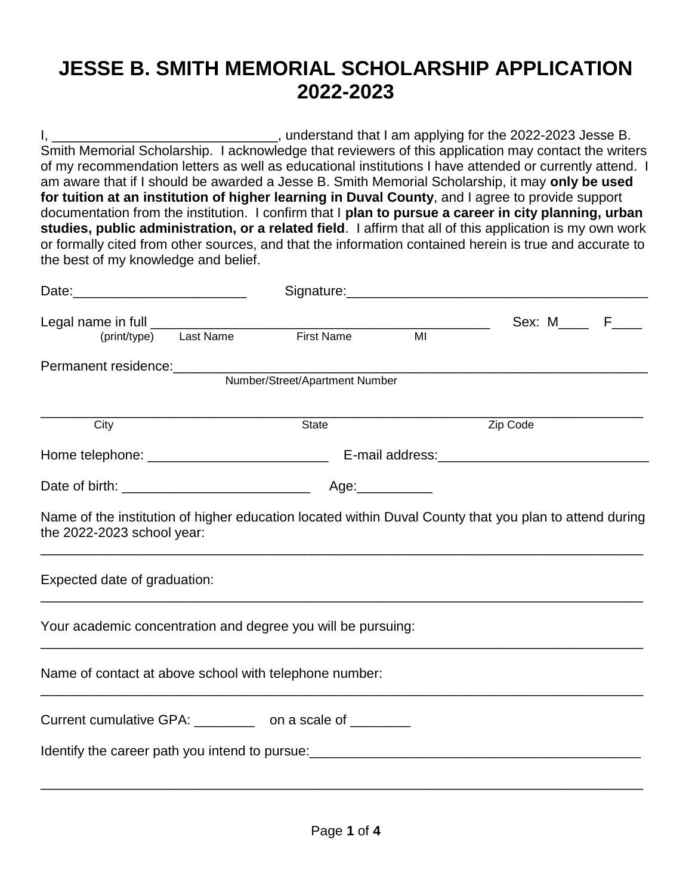# JESSE B. SMITH MEMORIAL SCHOLARSHIP APPLICATION 2022-2023

I, ______________________________, understand that I am applying for the 2022-2023 Jesse B. Smith Memorial Scholarship. I acknowledge that reviewers of this application may contact the writers of my recommendation letters as well as educational institutions I have attended or currently attend. I am aware that if I should be awarded a Jesse B. Smith Memorial Scholarship, it may **only be used for tuition at an institution of higher learning in Duval County**, and I agree to provide support documentation from the institution. I confirm that I **plan to pursue a career in city planning, urban studies, public administration, or a related field**. I affirm that all of this application is my own work or formally cited from other sources, and that the information contained herein is true and accurate to the best of my knowledge and belief.

Date:_______________________ Signature:________________________________________

Legal name in full _______________________________________________ Sex: M____ F____
(print/type) Last Name First Name MI

Permanent residence:_______________________________________________________________
Number/Street/Apartment Number

___________________________________________________________________________________
City State Zip Code

Home telephone: ________________________ E-mail address:____________________________

Date of birth: _________________________ Age:__________

Name of the institution of higher education located within Duval County that you plan to attend during the 2022-2023 school year:

___________________________________________________________________________________

Expected date of graduation:

___________________________________________________________________________________

Your academic concentration and degree you will be pursuing:

___________________________________________________________________________________

Name of contact at above school with telephone number:

___________________________________________________________________________________

Current cumulative GPA: ________ on a scale of ________

Identify the career path you intend to pursue:____________________________________________

___________________________________________________________________________________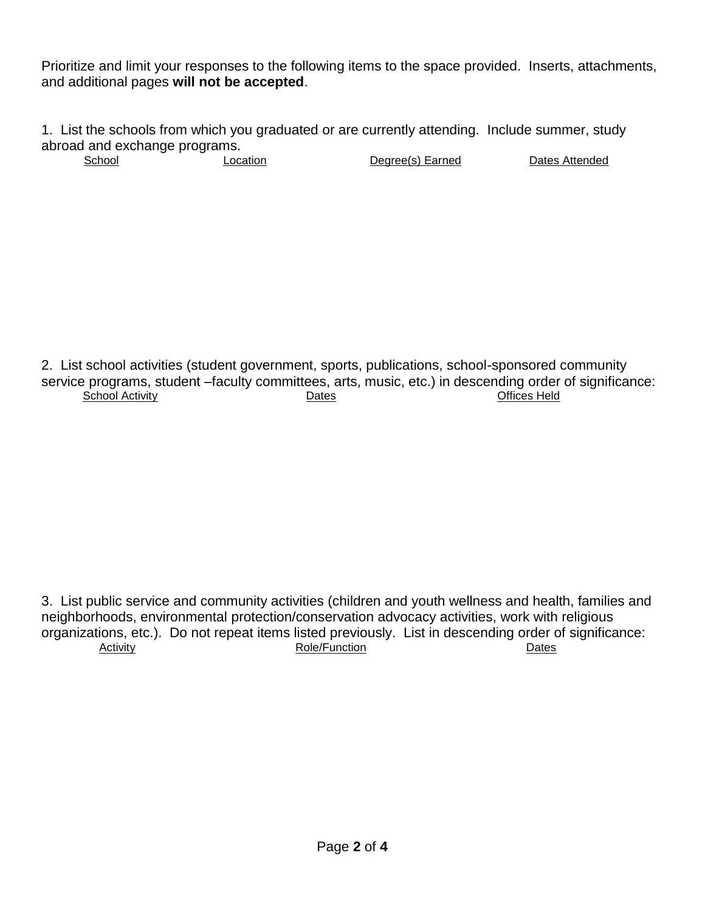Prioritize and limit your responses to the following items to the space provided. Inserts, attachments, and additional pages **will not be accepted**.

1. List the schools from which you graduated or are currently attending. Include summer, study abroad and exchange programs.

| School | Location | Degree(s) Earned | Dates Attended |
|---|---|---|---|

2. List school activities (student government, sports, publications, school-sponsored community service programs, student –faculty committees, arts, music, etc.) in descending order of significance:

| School Activity | Dates | Offices Held |
|---|---|---|

3. List public service and community activities (children and youth wellness and health, families and neighborhoods, environmental protection/conservation advocacy activities, work with religious organizations, etc.). Do not repeat items listed previously. List in descending order of significance:

| Activity | Role/Function | Dates |
|---|---|---|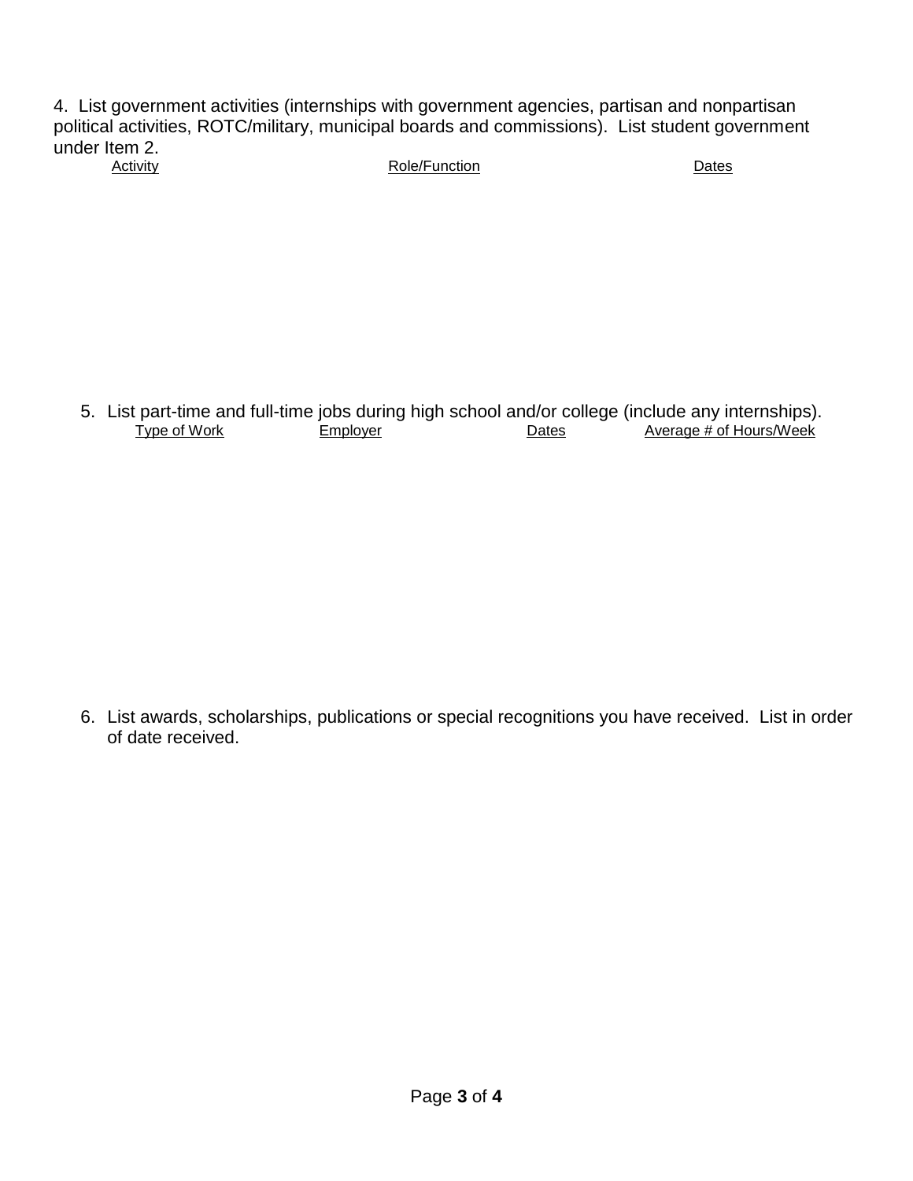4. List government activities (internships with government agencies, partisan and nonpartisan political activities, ROTC/military, municipal boards and commissions). List student government under Item 2.

| Activity | Role/Function | Dates |
|---|---|---|

5. List part-time and full-time jobs during high school and/or college (include any internships).

| Type of Work | Employer | Dates | Average # of Hours/Week |
|---|---|---|---|

6. List awards, scholarships, publications or special recognitions you have received. List in order of date received.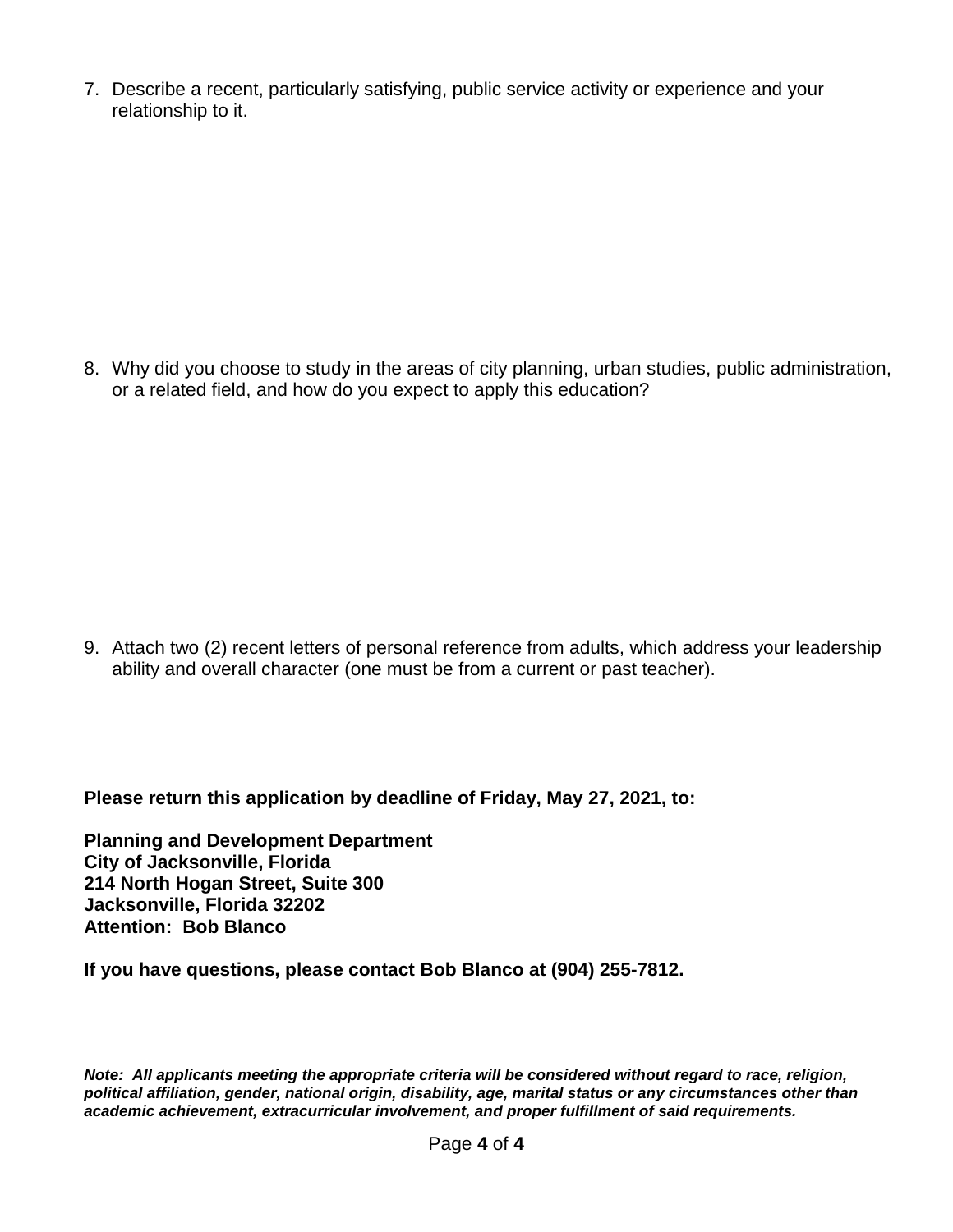7. Describe a recent, particularly satisfying, public service activity or experience and your relationship to it.

8. Why did you choose to study in the areas of city planning, urban studies, public administration, or a related field, and how do you expect to apply this education?

9. Attach two (2) recent letters of personal reference from adults, which address your leadership ability and overall character (one must be from a current or past teacher).

**Please return this application by deadline of Friday, May 27, 2021, to:**

**Planning and Development Department**
**City of Jacksonville, Florida**
**214 North Hogan Street, Suite 300**
**Jacksonville, Florida 32202**
**Attention: Bob Blanco**

**If you have questions, please contact Bob Blanco at (904) 255-7812.**

***Note: All applicants meeting the appropriate criteria will be considered without regard to race, religion, political affiliation, gender, national origin, disability, age, marital status or any circumstances other than academic achievement, extracurricular involvement, and proper fulfillment of said requirements.***